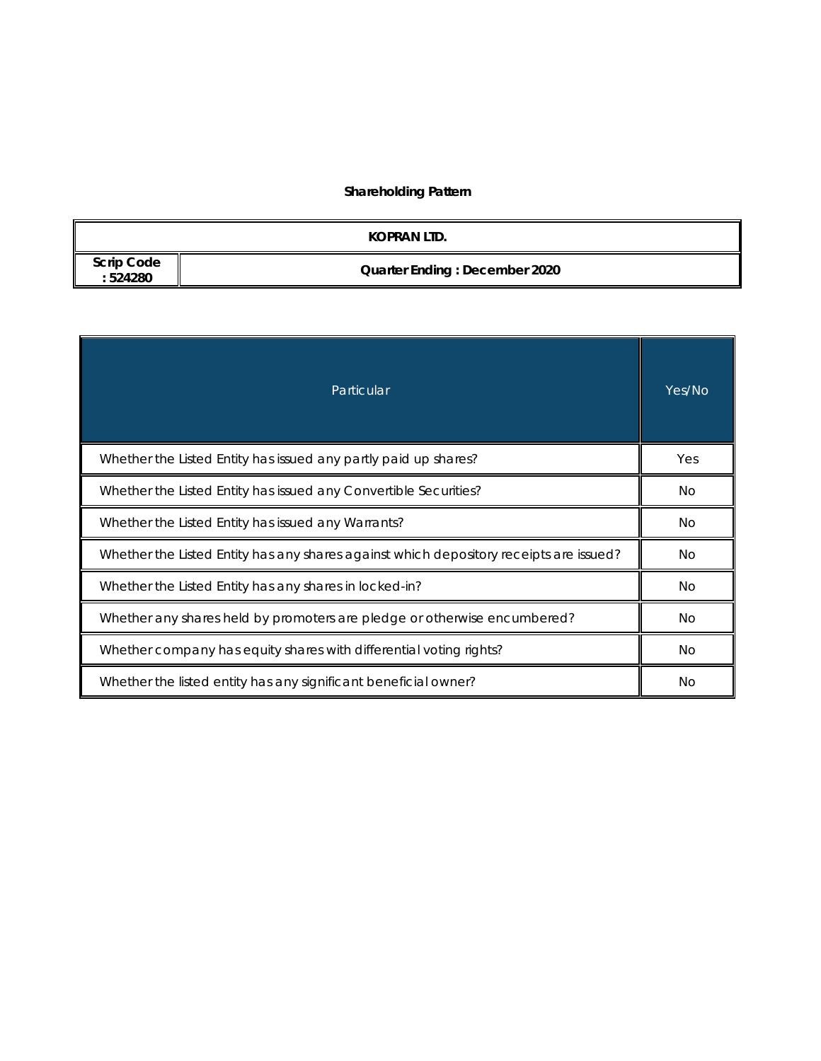# Shareholding Pattern

| KOPRAN LTD. | |
|---|---|
| Scrip Code : 524280 | Quarter Ending : December 2020 |

| Particular | Yes/No |
|---|---|
| Whether the Listed Entity has issued any partly paid up shares? | Yes |
| Whether the Listed Entity has issued any Convertible Securities? | No |
| Whether the Listed Entity has issued any Warrants? | No |
| Whether the Listed Entity has any shares against which depository receipts are issued? | No |
| Whether the Listed Entity has any shares in locked-in? | No |
| Whether any shares held by promoters are pledge or otherwise encumbered? | No |
| Whether company has equity shares with differential voting rights? | No |
| Whether the listed entity has any significant beneficial owner? | No |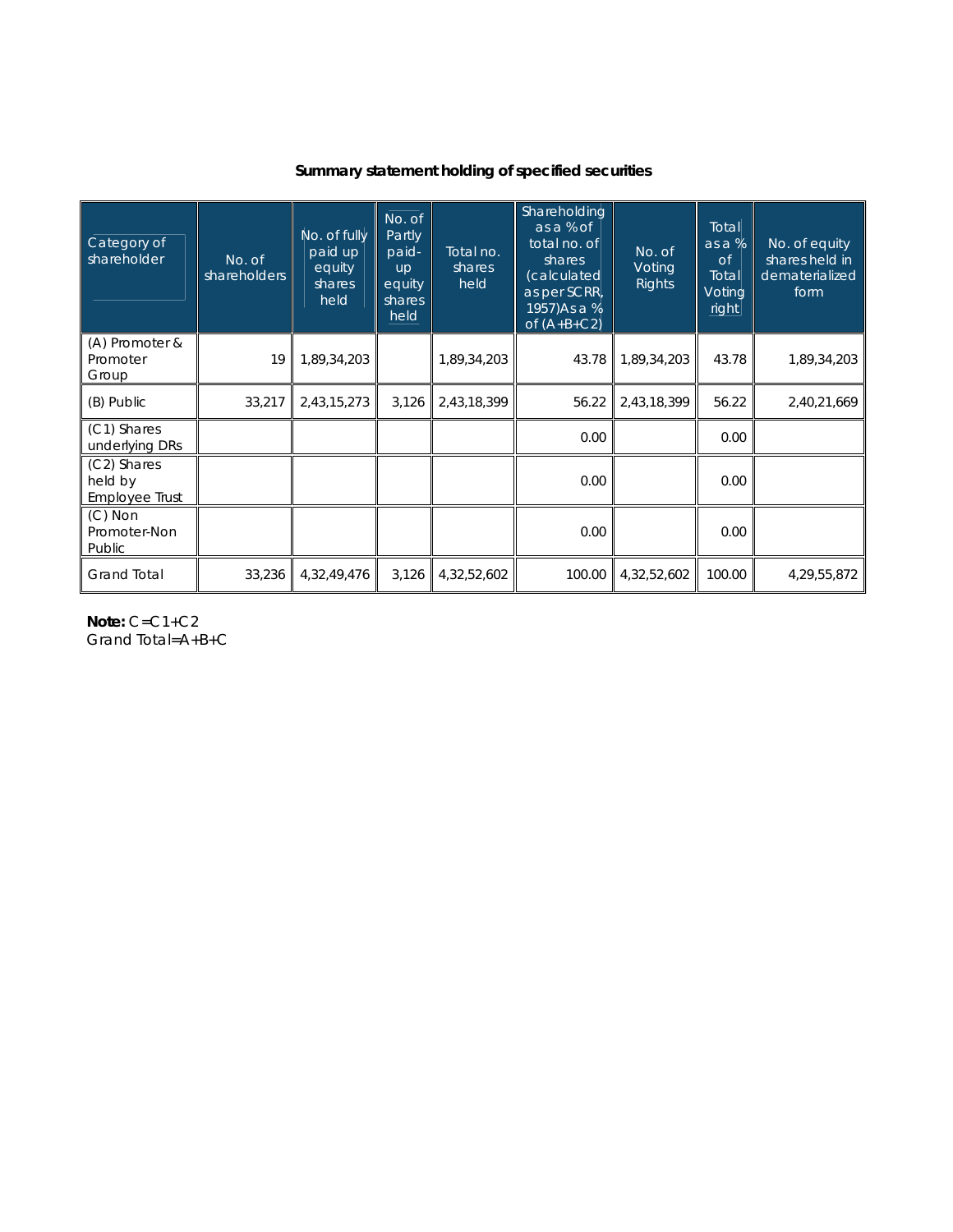## Summary statement holding of specified securities

| Category of shareholder | No. of shareholders | No. of fully paid up equity shares held | No. of Partly paid-up equity shares held | Total no. shares held | Shareholding as a % of total no. of shares (calculated as per SCRR, 1957)As a % of (A+B+C2) | No. of Voting Rights | Total as a % of Total Voting right | No. of equity shares held in dematerialized form |
|---|---|---|---|---|---|---|---|---|
| (A) Promoter & Promoter Group | 19 | 1,89,34,203 | | 1,89,34,203 | 43.78 | 1,89,34,203 | 43.78 | 1,89,34,203 |
| (B) Public | 33,217 | 2,43,15,273 | 3,126 | 2,43,18,399 | 56.22 | 2,43,18,399 | 56.22 | 2,40,21,669 |
| (C1) Shares underlying DRs | | | | | 0.00 | | 0.00 | |
| (C2) Shares held by Employee Trust | | | | | 0.00 | | 0.00 | |
| (C) Non Promoter-Non Public | | | | | 0.00 | | 0.00 | |
| Grand Total | 33,236 | 4,32,49,476 | 3,126 | 4,32,52,602 | 100.00 | 4,32,52,602 | 100.00 | 4,29,55,872 |

**Note:** C=C1+C2
Grand Total=A+B+C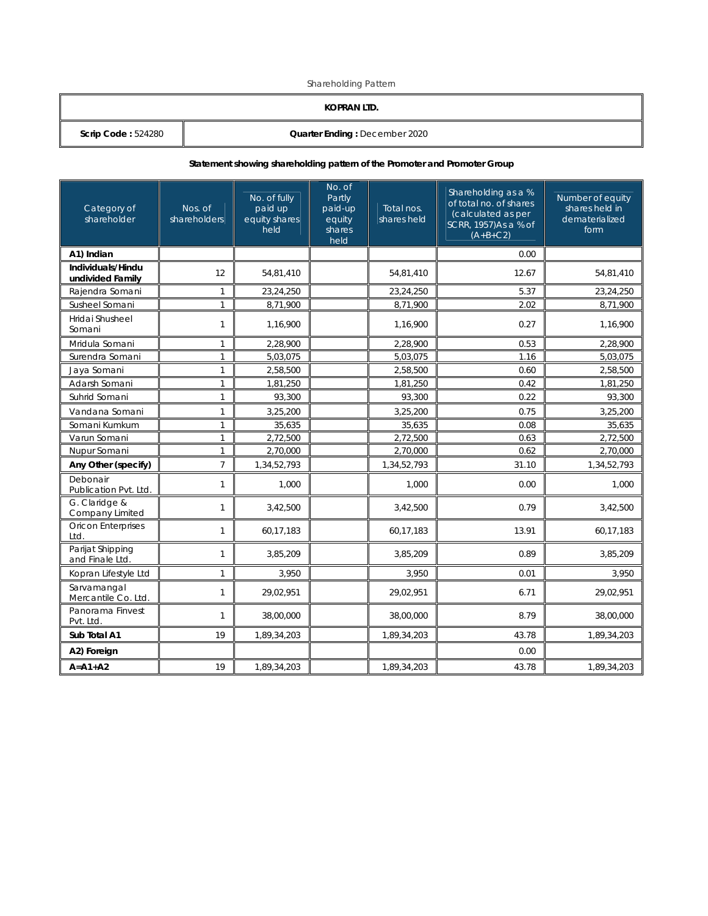Shareholding Pattern

| KOPRAN LTD. | |
|---|---|
| **Scrip Code :** 524280 | **Quarter Ending :** December 2020 |

**Statement showing shareholding pattern of the Promoter and Promoter Group**

| Category of shareholder | Nos. of shareholders | No. of fully paid up equity shares held | No. of Partly paid-up equity shares held | Total nos. shares held | Shareholding as a % of total no. of shares (calculated as per SCRR, 1957)As a % of (A+B+C2) | Number of equity shares held in dematerialized form |
|---|---|---|---|---|---|---|
| **A1) Indian** | | | | | 0.00 | |
| **Individuals/Hindu undivided Family** | 12 | 54,81,410 | | 54,81,410 | 12.67 | 54,81,410 |
| Rajendra Somani | 1 | 23,24,250 | | 23,24,250 | 5.37 | 23,24,250 |
| Susheel Somani | 1 | 8,71,900 | | 8,71,900 | 2.02 | 8,71,900 |
| Hridai Shusheel Somani | 1 | 1,16,900 | | 1,16,900 | 0.27 | 1,16,900 |
| Mridula Somani | 1 | 2,28,900 | | 2,28,900 | 0.53 | 2,28,900 |
| Surendra Somani | 1 | 5,03,075 | | 5,03,075 | 1.16 | 5,03,075 |
| Jaya Somani | 1 | 2,58,500 | | 2,58,500 | 0.60 | 2,58,500 |
| Adarsh Somani | 1 | 1,81,250 | | 1,81,250 | 0.42 | 1,81,250 |
| Suhrid Somani | 1 | 93,300 | | 93,300 | 0.22 | 93,300 |
| Vandana Somani | 1 | 3,25,200 | | 3,25,200 | 0.75 | 3,25,200 |
| Somani Kumkum | 1 | 35,635 | | 35,635 | 0.08 | 35,635 |
| Varun Somani | 1 | 2,72,500 | | 2,72,500 | 0.63 | 2,72,500 |
| Nupur Somani | 1 | 2,70,000 | | 2,70,000 | 0.62 | 2,70,000 |
| **Any Other (specify)** | 7 | 1,34,52,793 | | 1,34,52,793 | 31.10 | 1,34,52,793 |
| Debonair Publication Pvt. Ltd. | 1 | 1,000 | | 1,000 | 0.00 | 1,000 |
| G. Claridge & Company Limited | 1 | 3,42,500 | | 3,42,500 | 0.79 | 3,42,500 |
| Oricon Enterprises Ltd. | 1 | 60,17,183 | | 60,17,183 | 13.91 | 60,17,183 |
| Parijat Shipping and Finale Ltd. | 1 | 3,85,209 | | 3,85,209 | 0.89 | 3,85,209 |
| Kopran Lifestyle Ltd | 1 | 3,950 | | 3,950 | 0.01 | 3,950 |
| Sarvamangal Mercantile Co. Ltd. | 1 | 29,02,951 | | 29,02,951 | 6.71 | 29,02,951 |
| Panorama Finvest Pvt. Ltd. | 1 | 38,00,000 | | 38,00,000 | 8.79 | 38,00,000 |
| **Sub Total A1** | 19 | 1,89,34,203 | | 1,89,34,203 | 43.78 | 1,89,34,203 |
| **A2) Foreign** | | | | | 0.00 | |
| **A=A1+A2** | 19 | 1,89,34,203 | | 1,89,34,203 | 43.78 | 1,89,34,203 |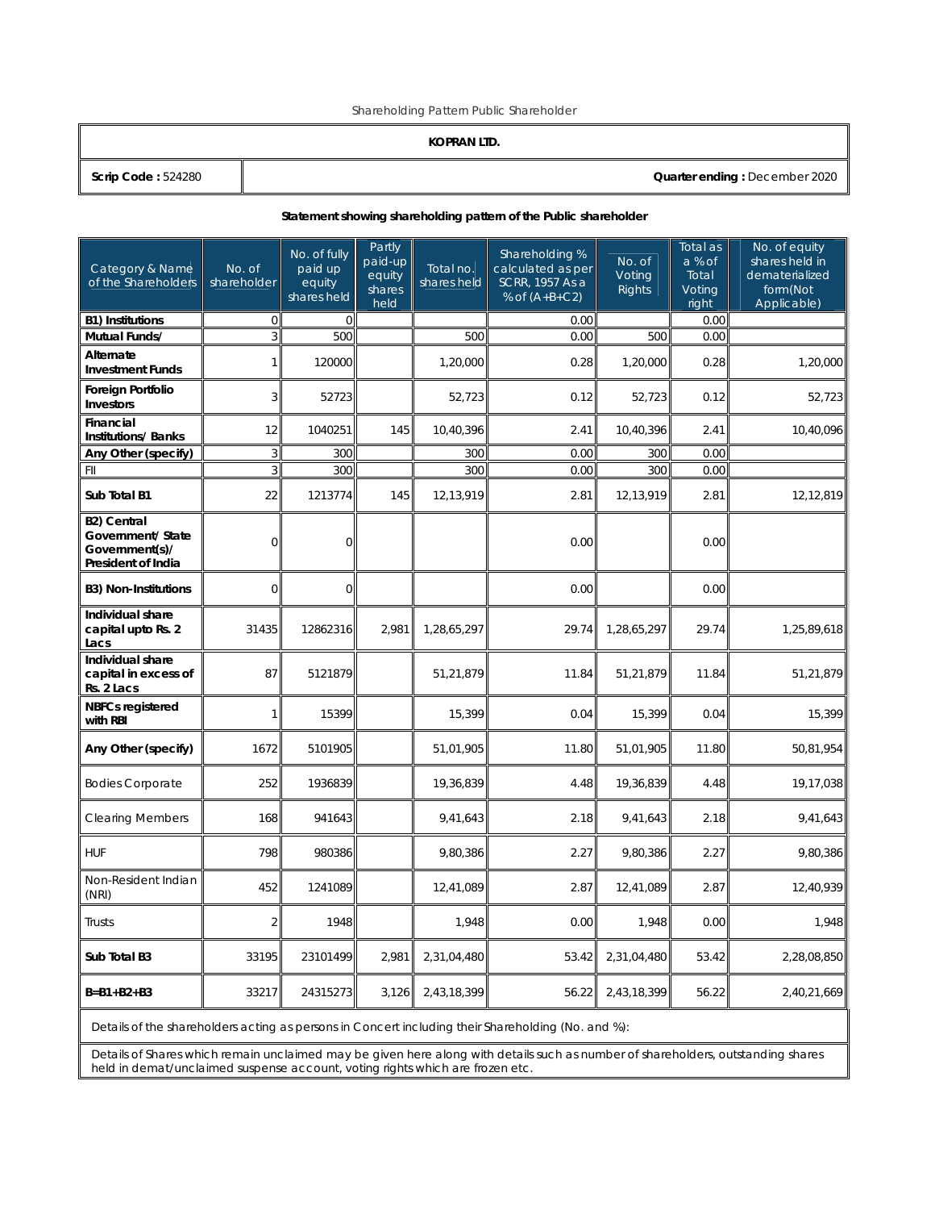Shareholding Pattern Public Shareholder

| KOPRAN LTD. | |
|---|---|
| **Scrip Code :** 524280 | **Quarter ending :** December 2020 |

**Statement showing shareholding pattern of the Public shareholder**

| Category & Name of the Shareholders | No. of shareholder | No. of fully paid up equity shares held | Partly paid-up equity shares held | Total no. shares held | Shareholding % calculated as per SCRR, 1957 As a % of (A+B+C2) | No. of Voting Rights | Total as a % of Total Voting right | No. of equity shares held in dematerialized form(Not Applicable) |
|---|---|---|---|---|---|---|---|---|
| **B1) Institutions** | 0 | 0 | | | 0.00 | | 0.00 | |
| **Mutual Funds/** | 3 | 500 | | 500 | 0.00 | 500 | 0.00 | |
| **Alternate Investment Funds** | 1 | 120000 | | 1,20,000 | 0.28 | 1,20,000 | 0.28 | 1,20,000 |
| **Foreign Portfolio Investors** | 3 | 52723 | | 52,723 | 0.12 | 52,723 | 0.12 | 52,723 |
| **Financial Institutions/ Banks** | 12 | 1040251 | 145 | 10,40,396 | 2.41 | 10,40,396 | 2.41 | 10,40,096 |
| **Any Other (specify)** | 3 | 300 | | 300 | 0.00 | 300 | 0.00 | |
| FII | 3 | 300 | | 300 | 0.00 | 300 | 0.00 | |
| **Sub Total B1** | 22 | 1213774 | 145 | 12,13,919 | 2.81 | 12,13,919 | 2.81 | 12,12,819 |
| **B2) Central Government/ State Government(s)/ President of India** | 0 | 0 | | | 0.00 | | 0.00 | |
| **B3) Non-Institutions** | 0 | 0 | | | 0.00 | | 0.00 | |
| **Individual share capital upto Rs. 2 Lacs** | 31435 | 12862316 | 2,981 | 1,28,65,297 | 29.74 | 1,28,65,297 | 29.74 | 1,25,89,618 |
| **Individual share capital in excess of Rs. 2 Lacs** | 87 | 5121879 | | 51,21,879 | 11.84 | 51,21,879 | 11.84 | 51,21,879 |
| **NBFCs registered with RBI** | 1 | 15399 | | 15,399 | 0.04 | 15,399 | 0.04 | 15,399 |
| **Any Other (specify)** | 1672 | 5101905 | | 51,01,905 | 11.80 | 51,01,905 | 11.80 | 50,81,954 |
| Bodies Corporate | 252 | 1936839 | | 19,36,839 | 4.48 | 19,36,839 | 4.48 | 19,17,038 |
| Clearing Members | 168 | 941643 | | 9,41,643 | 2.18 | 9,41,643 | 2.18 | 9,41,643 |
| HUF | 798 | 980386 | | 9,80,386 | 2.27 | 9,80,386 | 2.27 | 9,80,386 |
| Non-Resident Indian (NRI) | 452 | 1241089 | | 12,41,089 | 2.87 | 12,41,089 | 2.87 | 12,40,939 |
| Trusts | 2 | 1948 | | 1,948 | 0.00 | 1,948 | 0.00 | 1,948 |
| **Sub Total B3** | 33195 | 23101499 | 2,981 | 2,31,04,480 | 53.42 | 2,31,04,480 | 53.42 | 2,28,08,850 |
| **B=B1+B2+B3** | 33217 | 24315273 | 3,126 | 2,43,18,399 | 56.22 | 2,43,18,399 | 56.22 | 2,40,21,669 |

Details of the shareholders acting as persons in Concert including their Shareholding (No. and %):

Details of Shares which remain unclaimed may be given here along with details such as number of shareholders, outstanding shares held in demat/unclaimed suspense account, voting rights which are frozen etc.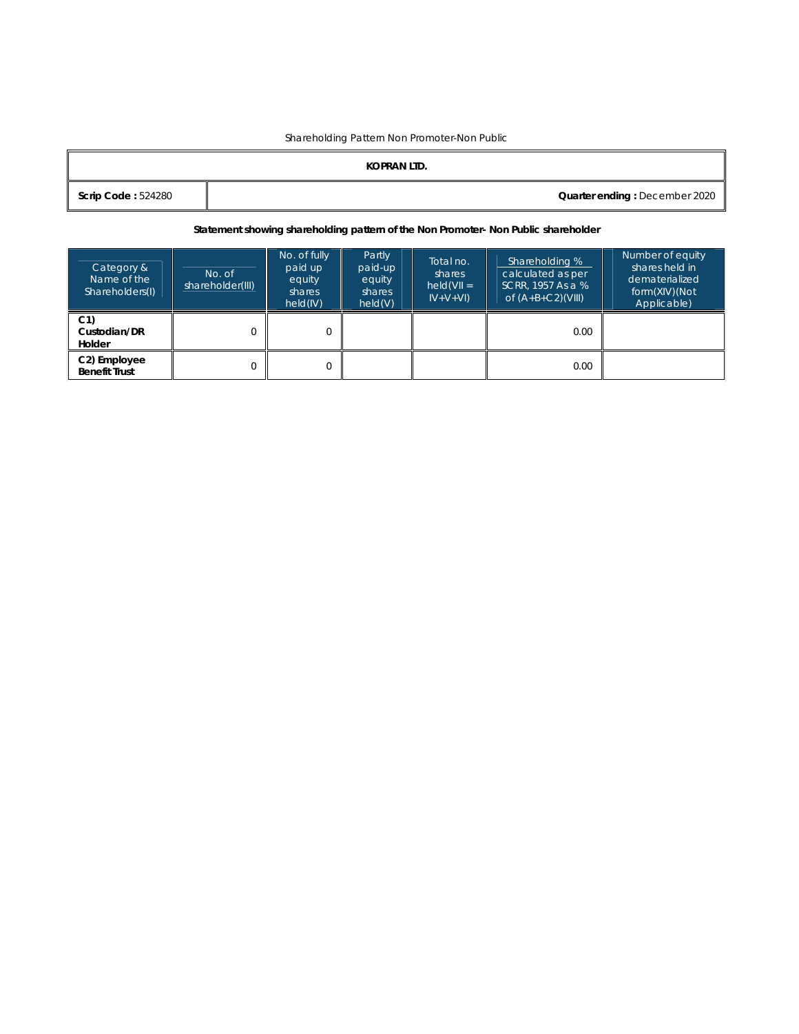Shareholding Pattern Non Promoter-Non Public

| **KOPRAN LTD.** | |
|---|---|
| **Scrip Code :** 524280 | **Quarter ending :** December 2020 |

**Statement showing shareholding pattern of the Non Promoter- Non Public shareholder**

| Category & Name of the Shareholders(I) | No. of shareholder(III) | No. of fully paid up equity shares held(IV) | Partly paid-up equity shares held(V) | Total no. shares held(VII = IV+V+VI) | Shareholding % calculated as per SCRR, 1957 As a % of (A+B+C2)(VIII) | Number of equity shares held in dematerialized form(XIV)(Not Applicable) |
|---|---|---|---|---|---|---|
| **C1) Custodian/DR Holder** | 0 | 0 | | | 0.00 | |
| **C2) Employee Benefit Trust** | 0 | 0 | | | 0.00 | |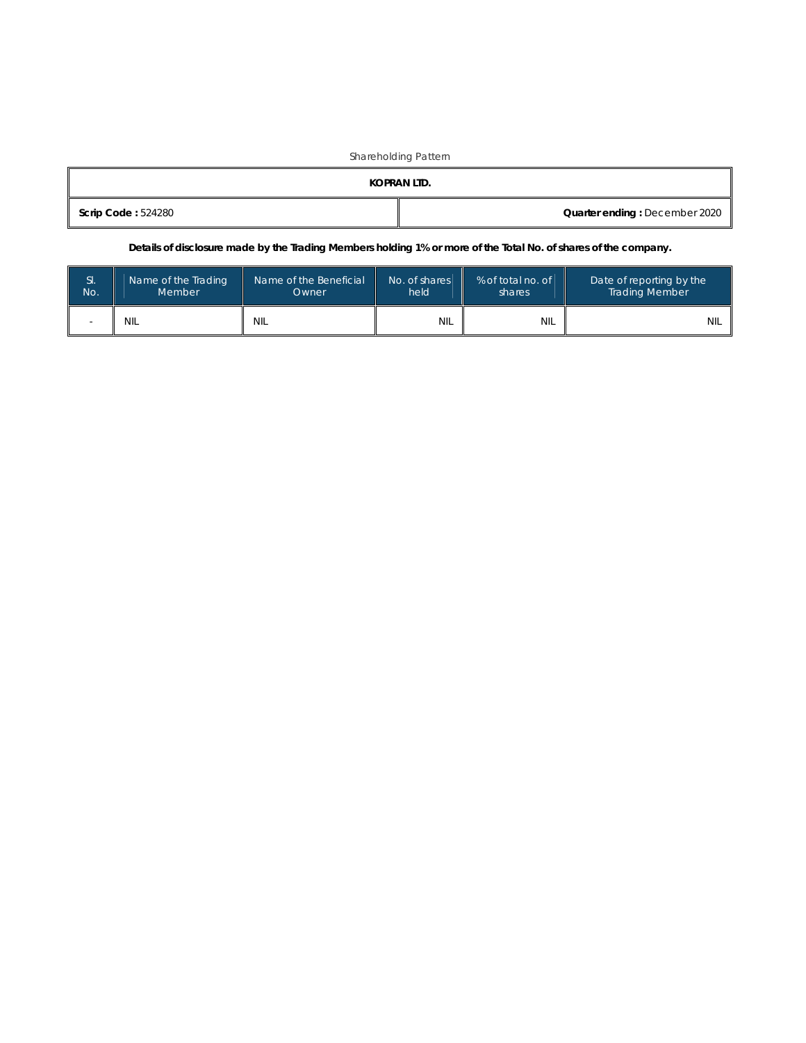Shareholding Pattern

| KOPRAN LTD. | |
|---|---|
| **Scrip Code :** 524280 | **Quarter ending :** December 2020 |

**Details of disclosure made by the Trading Members holding 1% or more of the Total No. of shares of the company.**

| Sl. No. | Name of the Trading Member | Name of the Beneficial Owner | No. of shares held | % of total no. of shares | Date of reporting by the Trading Member |
|---|---|---|---|---|---|
| - | NIL | NIL | NIL | NIL | NIL |